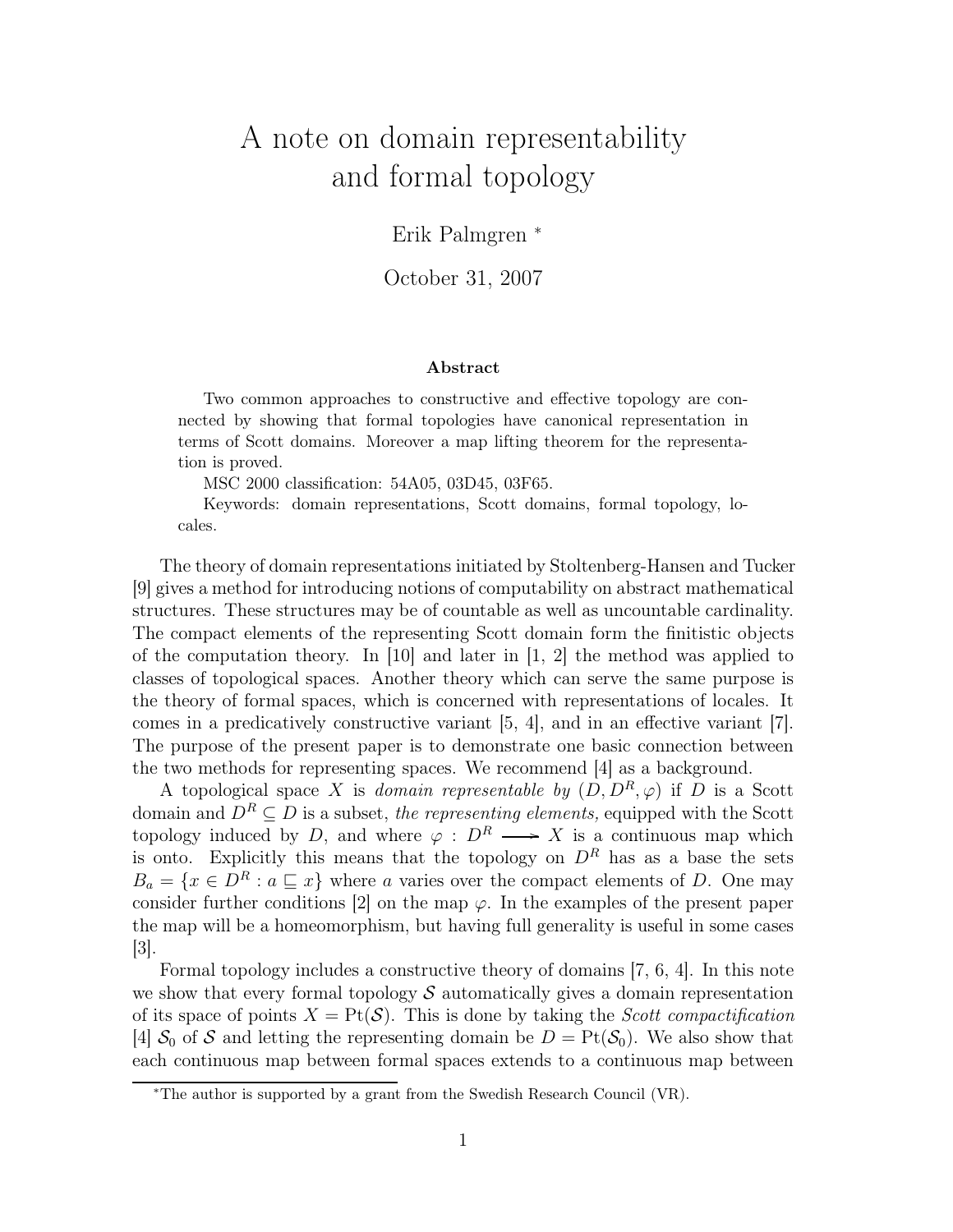# A note on domain representability and formal topology

Erik Palmgren *

October 31, 2007

### Abstract

Two common approaches to constructive and effective topology are connected by showing that formal topologies have canonical representation in terms of Scott domains. Moreover a map lifting theorem for the representation is proved.

MSC 2000 classification: 54A05, 03D45, 03F65.

Keywords: domain representations, Scott domains, formal topology, locales.

The theory of domain representations initiated by Stoltenberg-Hansen and Tucker [9] gives a method for introducing notions of computability on abstract mathematical structures. These structures may be of countable as well as uncountable cardinality. The compact elements of the representing Scott domain form the finitistic objects of the computation theory. In [10] and later in [1, 2] the method was applied to classes of topological spaces. Another theory which can serve the same purpose is the theory of formal spaces, which is concerned with representations of locales. It comes in a predicatively constructive variant [5, 4], and in an effective variant [7]. The purpose of the present paper is to demonstrate one basic connection between the two methods for representing spaces. We recommend [4] as a background.

A topological space $X$ is *domain representable by* $(D, D^R, \varphi)$ if $D$ is a Scott domain and $D^R \subseteq D$ is a subset, *the representing elements,* equipped with the Scott topology induced by $D$, and where $\varphi : D^R \longrightarrow X$ is a continuous map which is onto. Explicitly this means that the topology on $D^R$ has as a base the sets $B_a = \{x \in D^R : a \sqsubseteq x\}$ where $a$ varies over the compact elements of $D$. One may consider further conditions [2] on the map $\varphi$. In the examples of the present paper the map will be a homeomorphism, but having full generality is useful in some cases [3].

Formal topology includes a constructive theory of domains [7, 6, 4]. In this note we show that every formal topology $\mathcal{S}$ automatically gives a domain representation of its space of points $X = \mathrm{Pt}(\mathcal{S})$. This is done by taking the *Scott compactification* [4] $\mathcal{S}_0$ of $\mathcal{S}$ and letting the representing domain be $D = \mathrm{Pt}(\mathcal{S}_0)$. We also show that each continuous map between formal spaces extends to a continuous map between

*The author is supported by a grant from the Swedish Research Council (VR).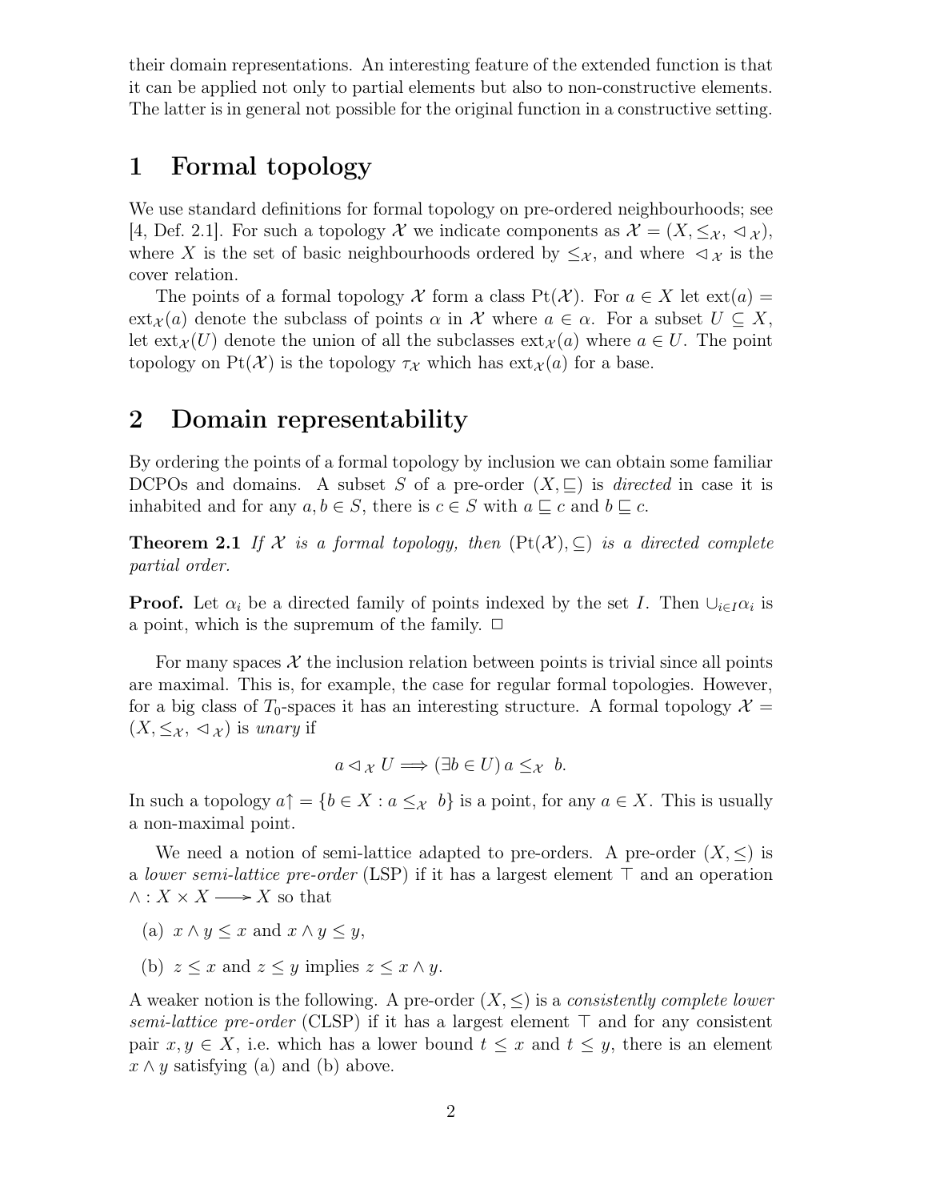their domain representations. An interesting feature of the extended function is that it can be applied not only to partial elements but also to non-constructive elements. The latter is in general not possible for the original function in a constructive setting.

# 1 Formal topology

We use standard definitions for formal topology on pre-ordered neighbourhoods; see [4, Def. 2.1]. For such a topology $\mathcal{X}$ we indicate components as $\mathcal{X} = (X, \leq_{\mathcal{X}}, \lhd_{\mathcal{X}})$, where $X$ is the set of basic neighbourhoods ordered by $\leq_{\mathcal{X}}$, and where $\lhd_{\mathcal{X}}$ is the cover relation.

The points of a formal topology $\mathcal{X}$ form a class $\mathrm{Pt}(\mathcal{X})$. For $a \in X$ let $\mathrm{ext}(a) = \mathrm{ext}_{\mathcal{X}}(a)$ denote the subclass of points $\alpha$ in $\mathcal{X}$ where $a \in \alpha$. For a subset $U \subseteq X$, let $\mathrm{ext}_{\mathcal{X}}(U)$ denote the union of all the subclasses $\mathrm{ext}_{\mathcal{X}}(a)$ where $a \in U$. The point topology on $\mathrm{Pt}(\mathcal{X})$ is the topology $\tau_{\mathcal{X}}$ which has $\mathrm{ext}_{\mathcal{X}}(a)$ for a base.

# 2 Domain representability

By ordering the points of a formal topology by inclusion we can obtain some familiar DCPOs and domains. A subset $S$ of a pre-order $(X, \sqsubseteq)$ is *directed* in case it is inhabited and for any $a, b \in S$, there is $c \in S$ with $a \sqsubseteq c$ and $b \sqsubseteq c$.

**Theorem 2.1** *If $\mathcal{X}$ is a formal topology, then $(\mathrm{Pt}(\mathcal{X}), \subseteq)$ is a directed complete partial order.*

**Proof.** Let $\alpha_i$ be a directed family of points indexed by the set $I$. Then $\cup_{i \in I} \alpha_i$ is a point, which is the supremum of the family. □

For many spaces $\mathcal{X}$ the inclusion relation between points is trivial since all points are maximal. This is, for example, the case for regular formal topologies. However, for a big class of $T_0$-spaces it has an interesting structure. A formal topology $\mathcal{X} = (X, \leq_{\mathcal{X}}, \lhd_{\mathcal{X}})$ is *unary* if

$$a \lhd_{\mathcal{X}} U \Longrightarrow (\exists b \in U)\, a \leq_{\mathcal{X}} b.$$

In such a topology $a\!\uparrow = \{b \in X : a \leq_{\mathcal{X}} b\}$ is a point, for any $a \in X$. This is usually a non-maximal point.

We need a notion of semi-lattice adapted to pre-orders. A pre-order $(X, \leq)$ is a *lower semi-lattice pre-order* (LSP) if it has a largest element $\top$ and an operation $\wedge : X \times X \longrightarrow X$ so that

(a) $x \wedge y \leq x$ and $x \wedge y \leq y$,

(b) $z \leq x$ and $z \leq y$ implies $z \leq x \wedge y$.

A weaker notion is the following. A pre-order $(X, \leq)$ is a *consistently complete lower semi-lattice pre-order* (CLSP) if it has a largest element $\top$ and for any consistent pair $x, y \in X$, i.e. which has a lower bound $t \leq x$ and $t \leq y$, there is an element $x \wedge y$ satisfying (a) and (b) above.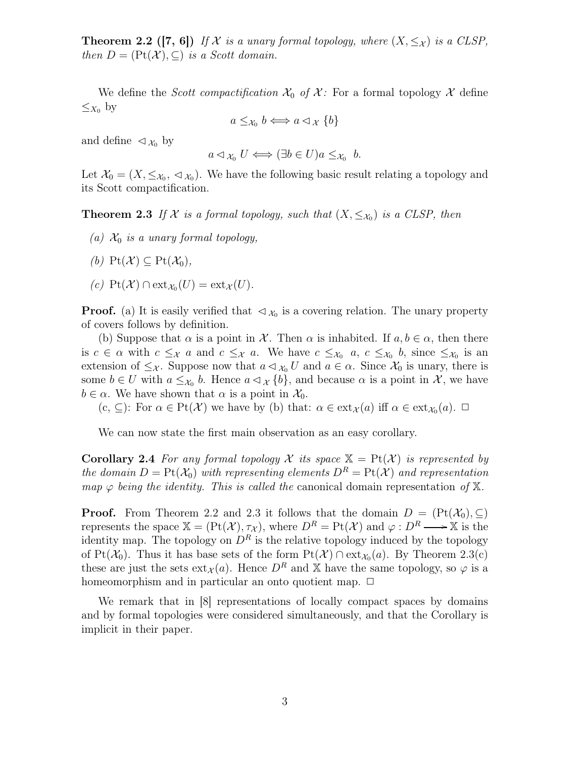**Theorem 2.2 ([7, 6])** *If $\mathcal{X}$ is a unary formal topology, where $(X, \leq_{\mathcal{X}})$ is a CLSP, then $D = (\mathrm{Pt}(\mathcal{X}), \subseteq)$ is a Scott domain.*

We define the *Scott compactification* $\mathcal{X}_0$ *of* $\mathcal{X}$*:* For a formal topology $\mathcal{X}$ define $\leq_{\mathcal{X}_0}$ by

$$a \leq_{\mathcal{X}_0} b \iff a \lhd_{\mathcal{X}} \{b\}$$

and define $\lhd_{\mathcal{X}_0}$ by

$$a \lhd_{\mathcal{X}_0} U \iff (\exists b \in U) a \leq_{\mathcal{X}_0} b.$$

Let $\mathcal{X}_0 = (X, \leq_{\mathcal{X}_0}, \lhd_{\mathcal{X}_0})$. We have the following basic result relating a topology and its Scott compactification.

**Theorem 2.3** *If $\mathcal{X}$ is a formal topology, such that $(X, \leq_{\mathcal{X}_0})$ is a CLSP, then*

*(a) $\mathcal{X}_0$ is a unary formal topology,*

*(b) $\mathrm{Pt}(\mathcal{X}) \subseteq \mathrm{Pt}(\mathcal{X}_0)$,*

*(c) $\mathrm{Pt}(\mathcal{X}) \cap \mathrm{ext}_{\mathcal{X}_0}(U) = \mathrm{ext}_{\mathcal{X}}(U)$.*

**Proof.** (a) It is easily verified that $\lhd_{\mathcal{X}_0}$ is a covering relation. The unary property of covers follows by definition.

(b) Suppose that $\alpha$ is a point in $\mathcal{X}$. Then $\alpha$ is inhabited. If $a, b \in \alpha$, then there is $c \in \alpha$ with $c \leq_{\mathcal{X}} a$ and $c \leq_{\mathcal{X}} a$. We have $c \leq_{\mathcal{X}_0} a$, $c \leq_{\mathcal{X}_0} b$, since $\leq_{\mathcal{X}_0}$ is an extension of $\leq_{\mathcal{X}}$. Suppose now that $a \lhd_{\mathcal{X}_0} U$ and $a \in \alpha$. Since $\mathcal{X}_0$ is unary, there is some $b \in U$ with $a \leq_{\mathcal{X}_0} b$. Hence $a \lhd_{\mathcal{X}} \{b\}$, and because $\alpha$ is a point in $\mathcal{X}$, we have $b \in \alpha$. We have shown that $\alpha$ is a point in $\mathcal{X}_0$.

(c, $\subseteq$): For $\alpha \in \mathrm{Pt}(\mathcal{X})$ we have by (b) that: $\alpha \in \mathrm{ext}_{\mathcal{X}}(a)$ iff $\alpha \in \mathrm{ext}_{\mathcal{X}_0}(a)$. $\Box$

We can now state the first main observation as an easy corollary.

**Corollary 2.4** *For any formal topology $\mathcal{X}$ its space $\mathbb{X} = \mathrm{Pt}(\mathcal{X})$ is represented by the domain $D = \mathrm{Pt}(\mathcal{X}_0)$ with representing elements $D^R = \mathrm{Pt}(\mathcal{X})$ and representation map $\varphi$ being the identity. This is called the* canonical domain representation *of $\mathbb{X}$.*

**Proof.** From Theorem 2.2 and 2.3 it follows that the domain $D = (\mathrm{Pt}(\mathcal{X}_0), \subseteq)$ represents the space $\mathbb{X} = (\mathrm{Pt}(\mathcal{X}), \tau_{\mathcal{X}})$, where $D^R = \mathrm{Pt}(\mathcal{X})$ and $\varphi : D^R \longrightarrow \mathbb{X}$ is the identity map. The topology on $D^R$ is the relative topology induced by the topology of $\mathrm{Pt}(\mathcal{X}_0)$. Thus it has base sets of the form $\mathrm{Pt}(\mathcal{X}) \cap \mathrm{ext}_{\mathcal{X}_0}(a)$. By Theorem 2.3(c) these are just the sets $\mathrm{ext}_{\mathcal{X}}(a)$. Hence $D^R$ and $\mathbb{X}$ have the same topology, so $\varphi$ is a homeomorphism and in particular an onto quotient map. $\Box$

We remark that in [8] representations of locally compact spaces by domains and by formal topologies were considered simultaneously, and that the Corollary is implicit in their paper.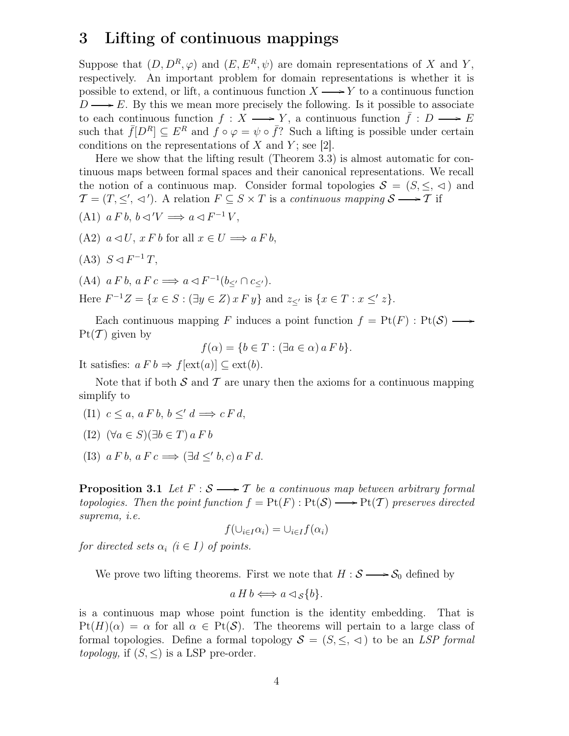## 3 Lifting of continuous mappings

Suppose that $(D, D^R, \varphi)$ and $(E, E^R, \psi)$ are domain representations of $X$ and $Y$, respectively. An important problem for domain representations is whether it is possible to extend, or lift, a continuous function $X \longrightarrow Y$ to a continuous function $D \longrightarrow E$. By this we mean more precisely the following. Is it possible to associate to each continuous function $f : X \longrightarrow Y$, a continuous function $\bar{f} : D \longrightarrow E$ such that $\bar{f}[D^R] \subseteq E^R$ and $f \circ \varphi = \psi \circ \bar{f}$? Such a lifting is possible under certain conditions on the representations of $X$ and $Y$; see [2].

Here we show that the lifting result (Theorem 3.3) is almost automatic for continuous maps between formal spaces and their canonical representations. We recall the notion of a continuous map. Consider formal topologies $\mathcal{S} = (S, \leq, \lhd)$ and $\mathcal{T} = (T, \leq', \lhd')$. A relation $F \subseteq S \times T$ is a *continuous mapping* $\mathcal{S} \longrightarrow \mathcal{T}$ if

(A1) $a\, F\, b,\ b \lhd' V \Longrightarrow a \lhd F^{-1} V$,

(A2) $a \lhd U,\ x\, F\, b$ for all $x \in U \Longrightarrow a\, F\, b$,

(A3) $S \lhd F^{-1} T$,

(A4) $a\, F\, b,\ a\, F\, c \Longrightarrow a \lhd F^{-1}(b_{\leq'} \cap c_{\leq'})$.

Here $F^{-1} Z = \{x \in S : (\exists y \in Z)\, x\, F\, y\}$ and $z_{\leq'}$ is $\{x \in T : x \leq' z\}$.

Each continuous mapping $F$ induces a point function $f = \mathrm{Pt}(F) : \mathrm{Pt}(\mathcal{S}) \longrightarrow \mathrm{Pt}(\mathcal{T})$ given by

$$f(\alpha) = \{b \in T : (\exists a \in \alpha)\, a\, F\, b\}.$$

It satisfies: $a\, F\, b \Rightarrow f[\mathrm{ext}(a)] \subseteq \mathrm{ext}(b)$.

Note that if both $\mathcal{S}$ and $\mathcal{T}$ are unary then the axioms for a continuous mapping simplify to

(I1) $c \leq a,\ a\, F\, b,\ b \leq' d \Longrightarrow c\, F\, d$,

(I2) $(\forall a \in S)(\exists b \in T)\, a\, F\, b$

(I3) $a\, F\, b,\ a\, F\, c \Longrightarrow (\exists d \leq' b, c)\, a\, F\, d$.

**Proposition 3.1** *Let $F : \mathcal{S} \longrightarrow \mathcal{T}$ be a continuous map between arbitrary formal topologies. Then the point function $f = \mathrm{Pt}(F) : \mathrm{Pt}(\mathcal{S}) \longrightarrow \mathrm{Pt}(\mathcal{T})$ preserves directed suprema, i.e.*

$$f(\cup_{i \in I} \alpha_i) = \cup_{i \in I} f(\alpha_i)$$

*for directed sets $\alpha_i$ ($i \in I$) of points.*

We prove two lifting theorems. First we note that $H : \mathcal{S} \longrightarrow \mathcal{S}_0$ defined by

$$a\, H\, b \Longleftrightarrow a \lhd_{\mathcal{S}} \{b\}.$$

is a continuous map whose point function is the identity embedding. That is $\mathrm{Pt}(H)(\alpha) = \alpha$ for all $\alpha \in \mathrm{Pt}(\mathcal{S})$. The theorems will pertain to a large class of formal topologies. Define a formal topology $\mathcal{S} = (S, \leq, \lhd)$ to be an *LSP formal topology,* if $(S, \leq)$ is a LSP pre-order.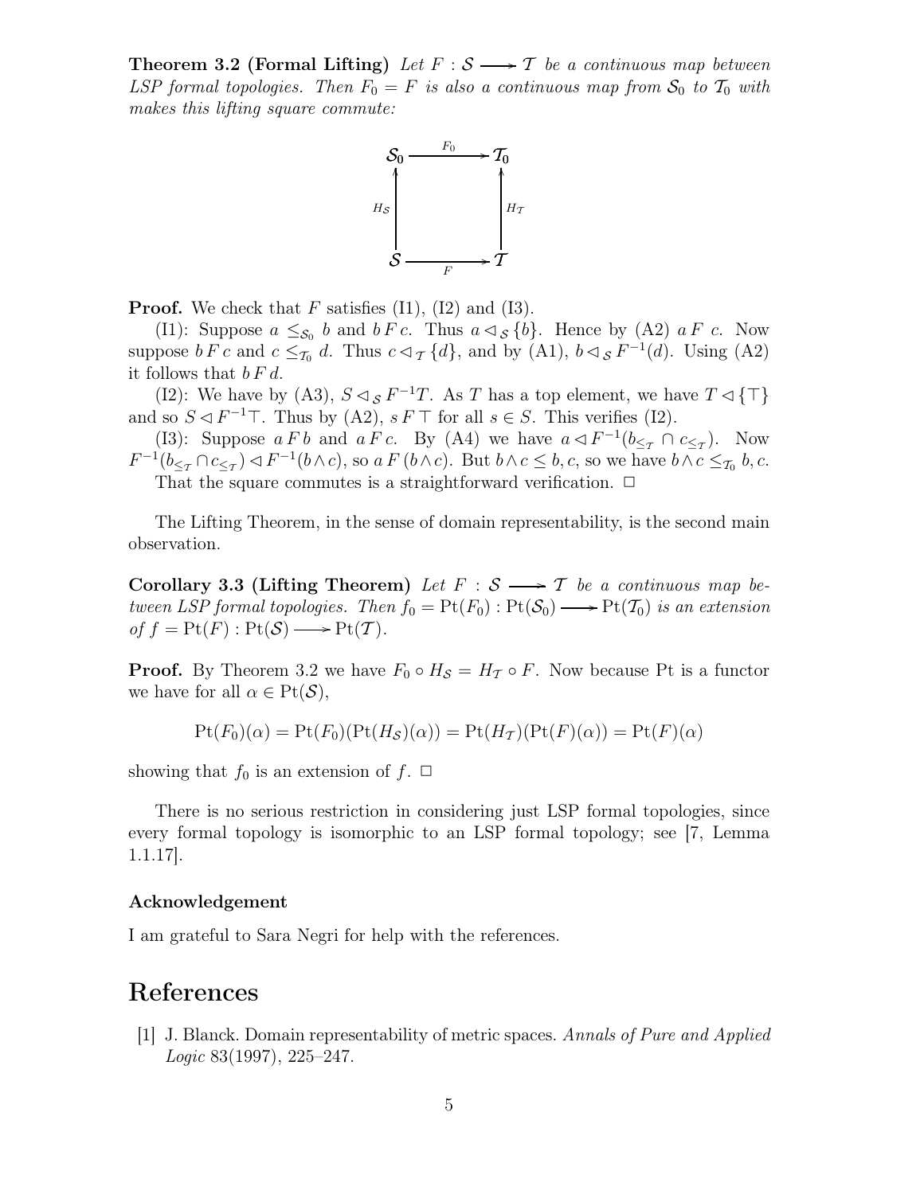**Theorem 3.2 (Formal Lifting)** *Let $F : \mathcal{S} \longrightarrow \mathcal{T}$ be a continuous map between LSP formal topologies. Then $F_0 = F$ is also a continuous map from $\mathcal{S}_0$ to $\mathcal{T}_0$ with makes this lifting square commute:*

$$
\begin{array}{ccc}
\mathcal{S}_0 & \xrightarrow{F_0} & \mathcal{T}_0 \\
\uparrow{\scriptstyle H_{\mathcal{S}}} & & \uparrow{\scriptstyle H_{\mathcal{T}}} \\
\mathcal{S} & \xrightarrow[F]{} & \mathcal{T}
\end{array}
$$

**Proof.** We check that $F$ satisfies (I1), (I2) and (I3).

(I1): Suppose $a \leq_{\mathcal{S}_0} b$ and $b\,F\,c$. Thus $a \lhd_{\mathcal{S}} \{b\}$. Hence by (A2) $a\,F\,c$. Now suppose $b\,F\,c$ and $c \leq_{\mathcal{T}_0} d$. Thus $c \lhd_{\mathcal{T}} \{d\}$, and by (A1), $b \lhd_{\mathcal{S}} F^{-1}(d)$. Using (A2) it follows that $b\,F\,d$.

(I2): We have by (A3), $S \lhd_{\mathcal{S}} F^{-1}T$. As $T$ has a top element, we have $T \lhd \{\top\}$ and so $S \lhd F^{-1}\top$. Thus by (A2), $s\,F\,\top$ for all $s \in S$. This verifies (I2).

(I3): Suppose $a\,F\,b$ and $a\,F\,c$. By (A4) we have $a \lhd F^{-1}(b_{\leq_{\mathcal{T}}} \cap c_{\leq_{\mathcal{T}}})$. Now $F^{-1}(b_{\leq_{\mathcal{T}}} \cap c_{\leq_{\mathcal{T}}}) \lhd F^{-1}(b \wedge c)$, so $a\,F\,(b \wedge c)$. But $b \wedge c \leq b, c$, so we have $b \wedge c \leq_{\mathcal{T}_0} b, c$.

That the square commutes is a straightforward verification. $\Box$

The Lifting Theorem, in the sense of domain representability, is the second main observation.

**Corollary 3.3 (Lifting Theorem)** *Let $F : \mathcal{S} \longrightarrow \mathcal{T}$ be a continuous map between LSP formal topologies. Then $f_0 = \mathrm{Pt}(F_0) : \mathrm{Pt}(\mathcal{S}_0) \longrightarrow \mathrm{Pt}(\mathcal{T}_0)$ is an extension of $f = \mathrm{Pt}(F) : \mathrm{Pt}(\mathcal{S}) \longrightarrow \mathrm{Pt}(\mathcal{T})$.*

**Proof.** By Theorem 3.2 we have $F_0 \circ H_{\mathcal{S}} = H_{\mathcal{T}} \circ F$. Now because Pt is a functor we have for all $\alpha \in \mathrm{Pt}(\mathcal{S})$,

$$\mathrm{Pt}(F_0)(\alpha) = \mathrm{Pt}(F_0)(\mathrm{Pt}(H_{\mathcal{S}})(\alpha)) = \mathrm{Pt}(H_{\mathcal{T}})(\mathrm{Pt}(F)(\alpha)) = \mathrm{Pt}(F)(\alpha)$$

showing that $f_0$ is an extension of $f$. $\Box$

There is no serious restriction in considering just LSP formal topologies, since every formal topology is isomorphic to an LSP formal topology; see [7, Lemma 1.1.17].

### Acknowledgement

I am grateful to Sara Negri for help with the references.

# References

[1] J. Blanck. Domain representability of metric spaces. *Annals of Pure and Applied Logic* 83(1997), 225–247.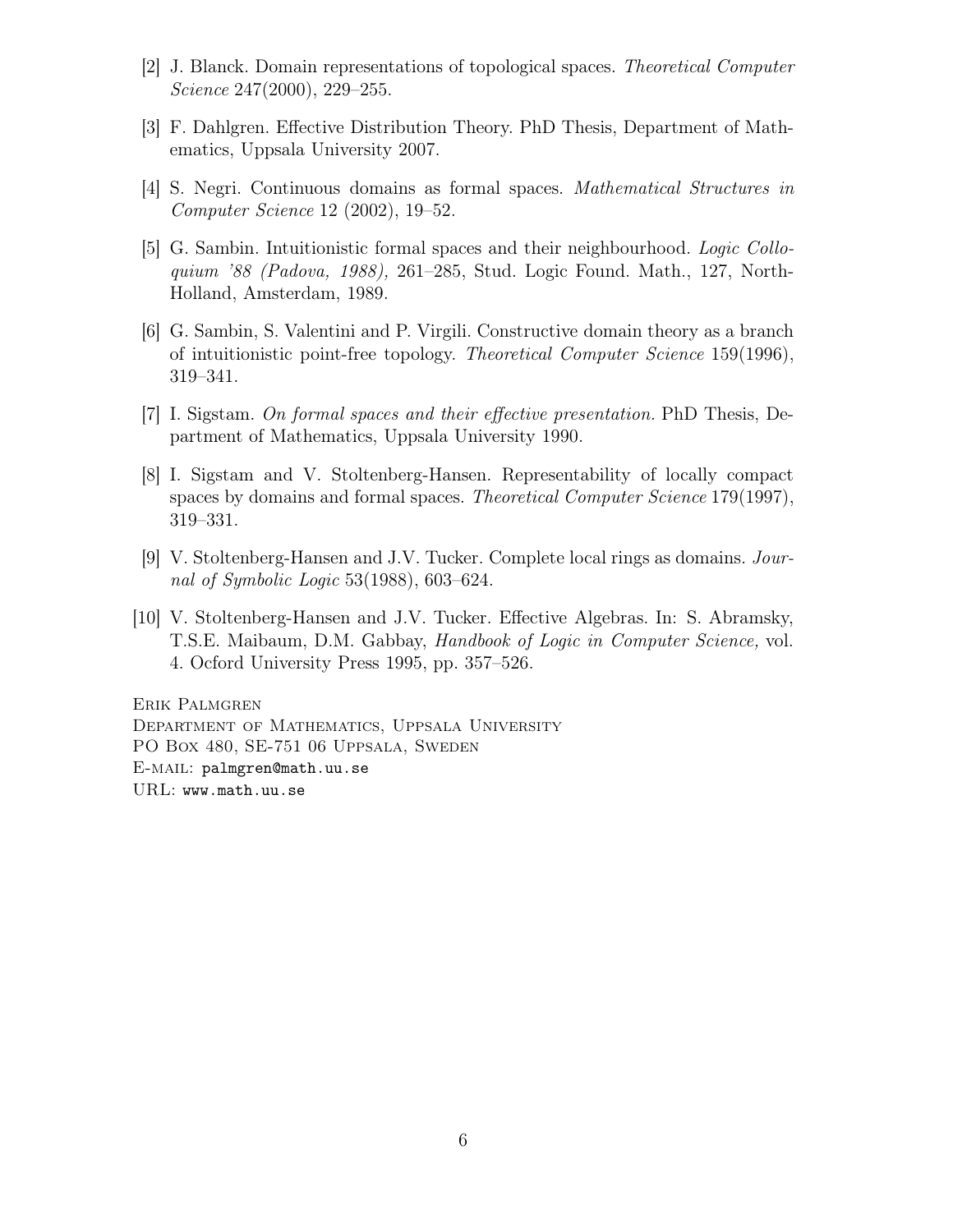[2] J. Blanck. Domain representations of topological spaces. *Theoretical Computer Science* 247(2000), 229–255.

[3] F. Dahlgren. Effective Distribution Theory. PhD Thesis, Department of Mathematics, Uppsala University 2007.

[4] S. Negri. Continuous domains as formal spaces. *Mathematical Structures in Computer Science* 12 (2002), 19–52.

[5] G. Sambin. Intuitionistic formal spaces and their neighbourhood. *Logic Colloquium '88 (Padova, 1988),* 261–285, Stud. Logic Found. Math., 127, North-Holland, Amsterdam, 1989.

[6] G. Sambin, S. Valentini and P. Virgili. Constructive domain theory as a branch of intuitionistic point-free topology. *Theoretical Computer Science* 159(1996), 319–341.

[7] I. Sigstam. *On formal spaces and their effective presentation.* PhD Thesis, Department of Mathematics, Uppsala University 1990.

[8] I. Sigstam and V. Stoltenberg-Hansen. Representability of locally compact spaces by domains and formal spaces. *Theoretical Computer Science* 179(1997), 319–331.

[9] V. Stoltenberg-Hansen and J.V. Tucker. Complete local rings as domains. *Journal of Symbolic Logic* 53(1988), 603–624.

[10] V. Stoltenberg-Hansen and J.V. Tucker. Effective Algebras. In: S. Abramsky, T.S.E. Maibaum, D.M. Gabbay, *Handbook of Logic in Computer Science,* vol. 4. Ocford University Press 1995, pp. 357–526.

Erik Palmgren
Department of Mathematics, Uppsala University
PO Box 480, SE-751 06 Uppsala, Sweden
E-mail: palmgren@math.uu.se
URL: www.math.uu.se